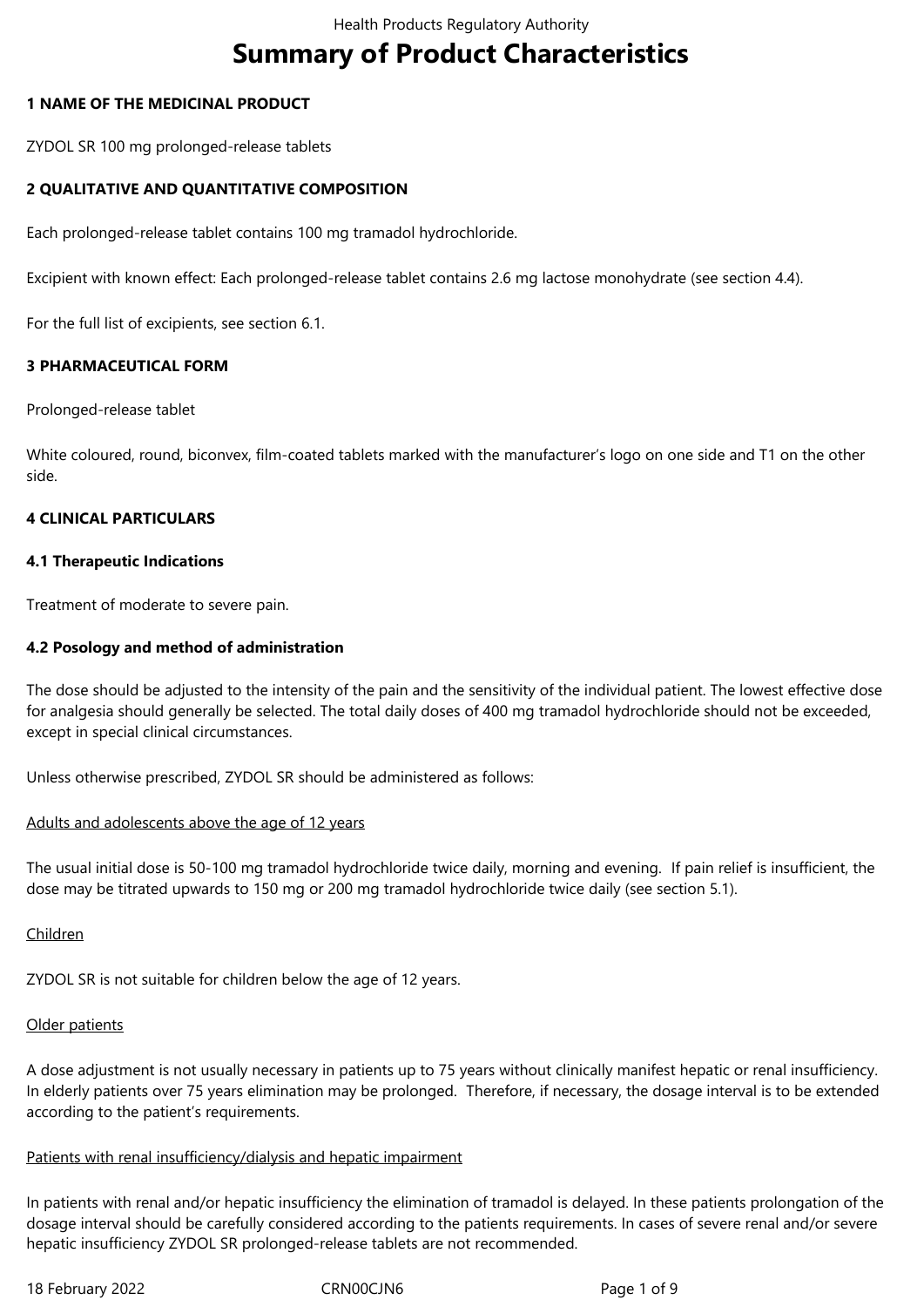# Summary of Product Characteristics

## 1 NAME OF THE MEDICINAL PRODUCT

ZYDOL SR 100 mg prolonged-release tablets

## 2 QUALITATIVE AND QUANTITATIVE COMPOSITION

Each prolonged-release tablet contains 100 mg tramadol hydrochloride.

Excipient with known effect: Each prolonged-release tablet contains 2.6 mg lactose monohydrate (see section 4.4).

For the full list of excipients, see section 6.1.

## 3 PHARMACEUTICAL FORM

Prolonged-release tablet

White coloured, round, biconvex, film-coated tablets marked with the manufacturer's logo on one side and T1 on the other side.

## 4 CLINICAL PARTICULARS

### 4.1 Therapeutic Indications

Treatment of moderate to severe pain.

### 4.2 Posology and method of administration

The dose should be adjusted to the intensity of the pain and the sensitivity of the individual patient. The lowest effective dose for analgesia should generally be selected. The total daily doses of 400 mg tramadol hydrochloride should not be exceeded, except in special clinical circumstances.

Unless otherwise prescribed, ZYDOL SR should be administered as follows:

Adults and adolescents above the age of 12 years

The usual initial dose is 50-100 mg tramadol hydrochloride twice daily, morning and evening. If pain relief is insufficient, the dose may be titrated upwards to 150 mg or 200 mg tramadol hydrochloride twice daily (see section 5.1).

Children

ZYDOL SR is not suitable for children below the age of 12 years.

Older patients

A dose adjustment is not usually necessary in patients up to 75 years without clinically manifest hepatic or renal insufficiency. In elderly patients over 75 years elimination may be prolonged. Therefore, if necessary, the dosage interval is to be extended according to the patient's requirements.

Patients with renal insufficiency/dialysis and hepatic impairment

In patients with renal and/or hepatic insufficiency the elimination of tramadol is delayed. In these patients prolongation of the dosage interval should be carefully considered according to the patients requirements. In cases of severe renal and/or severe hepatic insufficiency ZYDOL SR prolonged-release tablets are not recommended.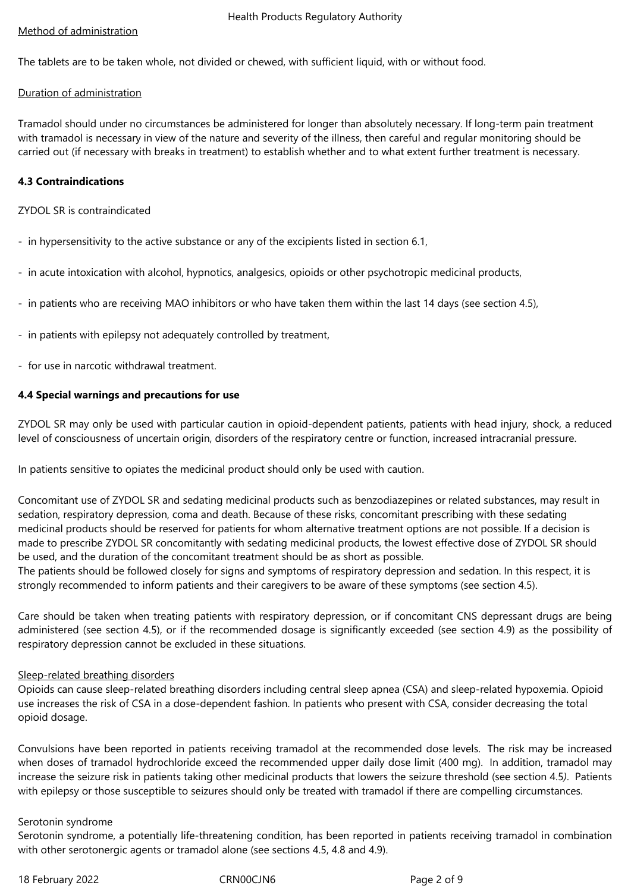Method of administration

The tablets are to be taken whole, not divided or chewed, with sufficient liquid, with or without food.

Duration of administration

Tramadol should under no circumstances be administered for longer than absolutely necessary. If long-term pain treatment with tramadol is necessary in view of the nature and severity of the illness, then careful and regular monitoring should be carried out (if necessary with breaks in treatment) to establish whether and to what extent further treatment is necessary.

**4.3 Contraindications**

ZYDOL SR is contraindicated

- in hypersensitivity to the active substance or any of the excipients listed in section 6.1,
- in acute intoxication with alcohol, hypnotics, analgesics, opioids or other psychotropic medicinal products,
- in patients who are receiving MAO inhibitors or who have taken them within the last 14 days (see section 4.5),
- in patients with epilepsy not adequately controlled by treatment,
- for use in narcotic withdrawal treatment.

**4.4 Special warnings and precautions for use**

ZYDOL SR may only be used with particular caution in opioid-dependent patients, patients with head injury, shock, a reduced level of consciousness of uncertain origin, disorders of the respiratory centre or function, increased intracranial pressure.

In patients sensitive to opiates the medicinal product should only be used with caution.

Concomitant use of ZYDOL SR and sedating medicinal products such as benzodiazepines or related substances, may result in sedation, respiratory depression, coma and death. Because of these risks, concomitant prescribing with these sedating medicinal products should be reserved for patients for whom alternative treatment options are not possible. If a decision is made to prescribe ZYDOL SR concomitantly with sedating medicinal products, the lowest effective dose of ZYDOL SR should be used, and the duration of the concomitant treatment should be as short as possible.
The patients should be followed closely for signs and symptoms of respiratory depression and sedation. In this respect, it is strongly recommended to inform patients and their caregivers to be aware of these symptoms (see section 4.5).

Care should be taken when treating patients with respiratory depression, or if concomitant CNS depressant drugs are being administered (see section 4.5), or if the recommended dosage is significantly exceeded (see section 4.9) as the possibility of respiratory depression cannot be excluded in these situations.

Sleep-related breathing disorders
Opioids can cause sleep-related breathing disorders including central sleep apnea (CSA) and sleep-related hypoxemia. Opioid use increases the risk of CSA in a dose-dependent fashion. In patients who present with CSA, consider decreasing the total opioid dosage.

Convulsions have been reported in patients receiving tramadol at the recommended dose levels. The risk may be increased when doses of tramadol hydrochloride exceed the recommended upper daily dose limit (400 mg). In addition, tramadol may increase the seizure risk in patients taking other medicinal products that lowers the seizure threshold (see section 4.5). Patients with epilepsy or those susceptible to seizures should only be treated with tramadol if there are compelling circumstances.

Serotonin syndrome
Serotonin syndrome, a potentially life-threatening condition, has been reported in patients receiving tramadol in combination with other serotonergic agents or tramadol alone (see sections 4.5, 4.8 and 4.9).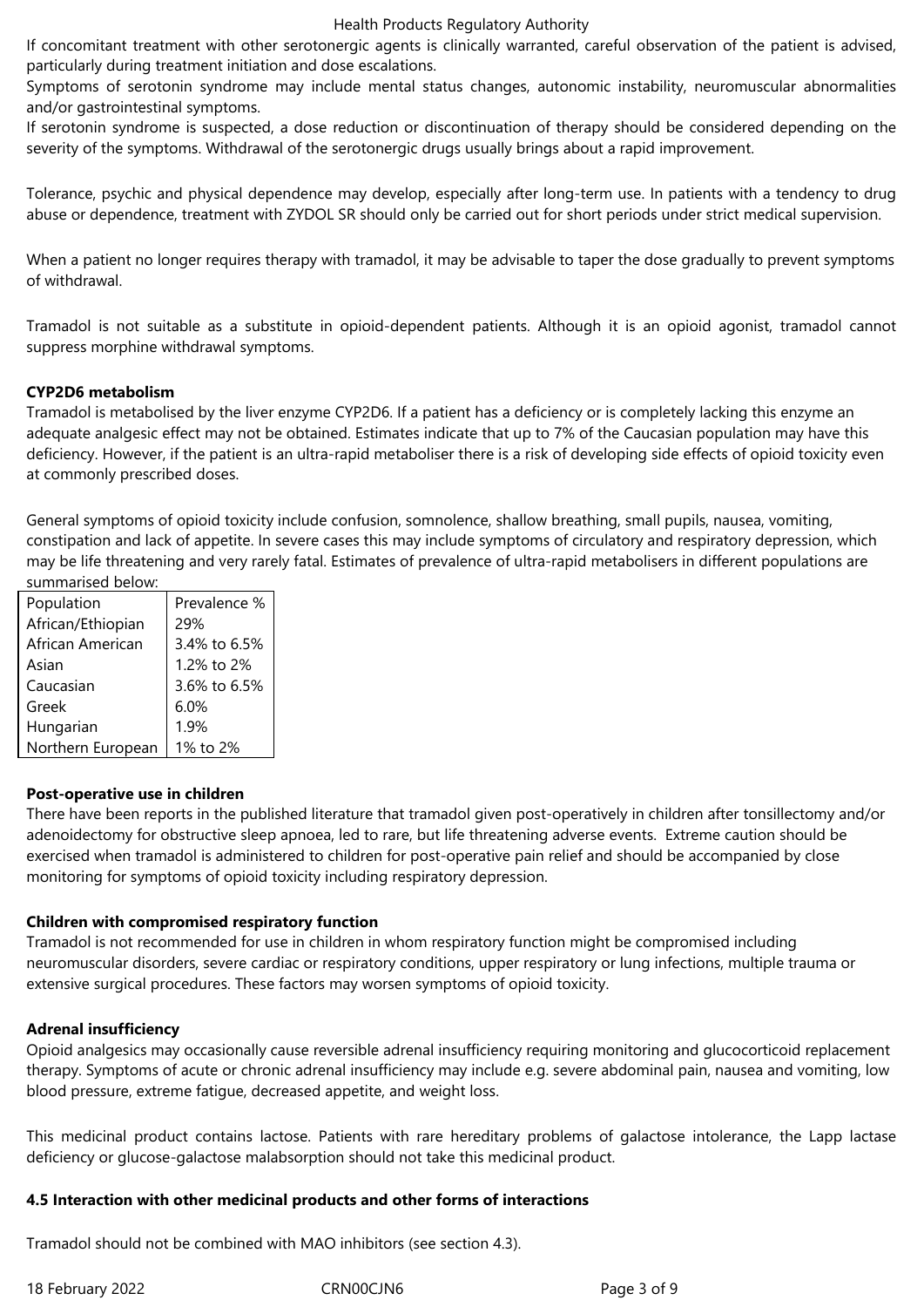If concomitant treatment with other serotonergic agents is clinically warranted, careful observation of the patient is advised, particularly during treatment initiation and dose escalations.

Symptoms of serotonin syndrome may include mental status changes, autonomic instability, neuromuscular abnormalities and/or gastrointestinal symptoms.

If serotonin syndrome is suspected, a dose reduction or discontinuation of therapy should be considered depending on the severity of the symptoms. Withdrawal of the serotonergic drugs usually brings about a rapid improvement.

Tolerance, psychic and physical dependence may develop, especially after long-term use. In patients with a tendency to drug abuse or dependence, treatment with ZYDOL SR should only be carried out for short periods under strict medical supervision.

When a patient no longer requires therapy with tramadol, it may be advisable to taper the dose gradually to prevent symptoms of withdrawal.

Tramadol is not suitable as a substitute in opioid-dependent patients. Although it is an opioid agonist, tramadol cannot suppress morphine withdrawal symptoms.

**CYP2D6 metabolism**

Tramadol is metabolised by the liver enzyme CYP2D6. If a patient has a deficiency or is completely lacking this enzyme an adequate analgesic effect may not be obtained. Estimates indicate that up to 7% of the Caucasian population may have this deficiency. However, if the patient is an ultra-rapid metaboliser there is a risk of developing side effects of opioid toxicity even at commonly prescribed doses.

General symptoms of opioid toxicity include confusion, somnolence, shallow breathing, small pupils, nausea, vomiting, constipation and lack of appetite. In severe cases this may include symptoms of circulatory and respiratory depression, which may be life threatening and very rarely fatal. Estimates of prevalence of ultra-rapid metabolisers in different populations are summarised below:

| Population | Prevalence % |
|---|---|
| African/Ethiopian | 29% |
| African American | 3.4% to 6.5% |
| Asian | 1.2% to 2% |
| Caucasian | 3.6% to 6.5% |
| Greek | 6.0% |
| Hungarian | 1.9% |
| Northern European | 1% to 2% |

**Post-operative use in children**

There have been reports in the published literature that tramadol given post-operatively in children after tonsillectomy and/or adenoidectomy for obstructive sleep apnoea, led to rare, but life threatening adverse events. Extreme caution should be exercised when tramadol is administered to children for post-operative pain relief and should be accompanied by close monitoring for symptoms of opioid toxicity including respiratory depression.

**Children with compromised respiratory function**

Tramadol is not recommended for use in children in whom respiratory function might be compromised including neuromuscular disorders, severe cardiac or respiratory conditions, upper respiratory or lung infections, multiple trauma or extensive surgical procedures. These factors may worsen symptoms of opioid toxicity.

**Adrenal insufficiency**

Opioid analgesics may occasionally cause reversible adrenal insufficiency requiring monitoring and glucocorticoid replacement therapy. Symptoms of acute or chronic adrenal insufficiency may include e.g. severe abdominal pain, nausea and vomiting, low blood pressure, extreme fatigue, decreased appetite, and weight loss.

This medicinal product contains lactose. Patients with rare hereditary problems of galactose intolerance, the Lapp lactase deficiency or glucose-galactose malabsorption should not take this medicinal product.

**4.5 Interaction with other medicinal products and other forms of interactions**

Tramadol should not be combined with MAO inhibitors (see section 4.3).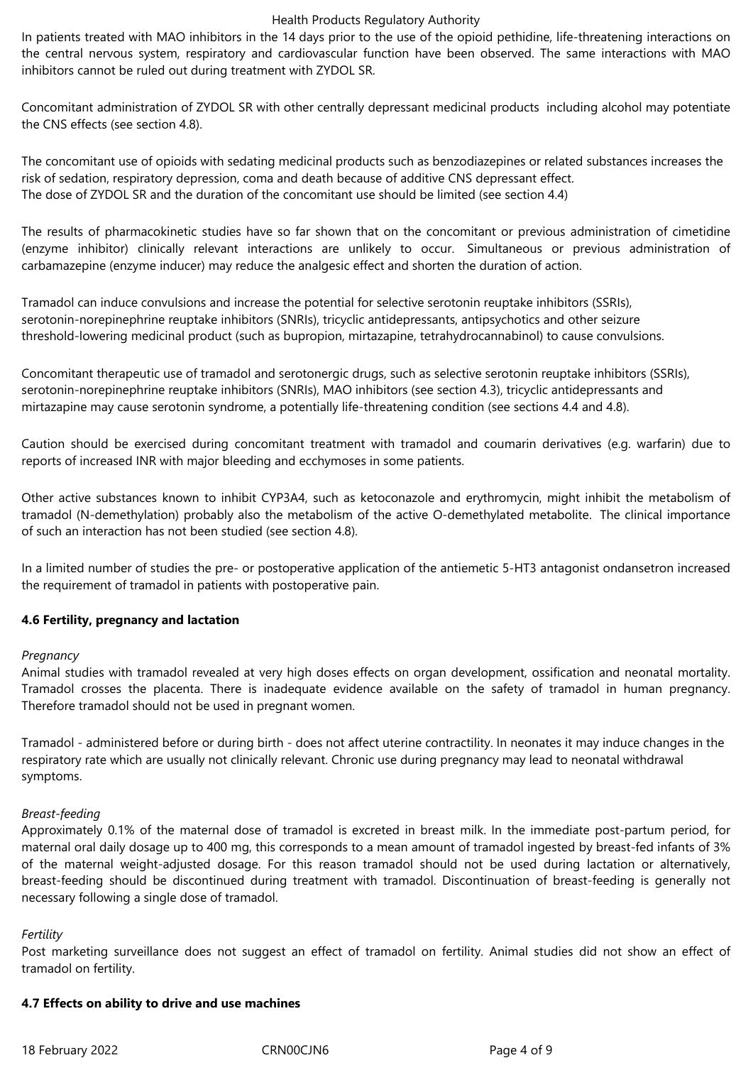In patients treated with MAO inhibitors in the 14 days prior to the use of the opioid pethidine, life-threatening interactions on the central nervous system, respiratory and cardiovascular function have been observed. The same interactions with MAO inhibitors cannot be ruled out during treatment with ZYDOL SR.

Concomitant administration of ZYDOL SR with other centrally depressant medicinal products including alcohol may potentiate the CNS effects (see section 4.8).

The concomitant use of opioids with sedating medicinal products such as benzodiazepines or related substances increases the risk of sedation, respiratory depression, coma and death because of additive CNS depressant effect.
The dose of ZYDOL SR and the duration of the concomitant use should be limited (see section 4.4)

The results of pharmacokinetic studies have so far shown that on the concomitant or previous administration of cimetidine (enzyme inhibitor) clinically relevant interactions are unlikely to occur. Simultaneous or previous administration of carbamazepine (enzyme inducer) may reduce the analgesic effect and shorten the duration of action.

Tramadol can induce convulsions and increase the potential for selective serotonin reuptake inhibitors (SSRIs), serotonin-norepinephrine reuptake inhibitors (SNRIs), tricyclic antidepressants, antipsychotics and other seizure threshold-lowering medicinal product (such as bupropion, mirtazapine, tetrahydrocannabinol) to cause convulsions.

Concomitant therapeutic use of tramadol and serotonergic drugs, such as selective serotonin reuptake inhibitors (SSRIs), serotonin-norepinephrine reuptake inhibitors (SNRIs), MAO inhibitors (see section 4.3), tricyclic antidepressants and mirtazapine may cause serotonin syndrome, a potentially life-threatening condition (see sections 4.4 and 4.8).

Caution should be exercised during concomitant treatment with tramadol and coumarin derivatives (e.g. warfarin) due to reports of increased INR with major bleeding and ecchymoses in some patients.

Other active substances known to inhibit CYP3A4, such as ketoconazole and erythromycin, might inhibit the metabolism of tramadol (N-demethylation) probably also the metabolism of the active O-demethylated metabolite. The clinical importance of such an interaction has not been studied (see section 4.8).

In a limited number of studies the pre- or postoperative application of the antiemetic 5-HT3 antagonist ondansetron increased the requirement of tramadol in patients with postoperative pain.

**4.6 Fertility, pregnancy and lactation**

*Pregnancy*
Animal studies with tramadol revealed at very high doses effects on organ development, ossification and neonatal mortality. Tramadol crosses the placenta. There is inadequate evidence available on the safety of tramadol in human pregnancy. Therefore tramadol should not be used in pregnant women.

Tramadol - administered before or during birth - does not affect uterine contractility. In neonates it may induce changes in the respiratory rate which are usually not clinically relevant. Chronic use during pregnancy may lead to neonatal withdrawal symptoms.

*Breast-feeding*
Approximately 0.1% of the maternal dose of tramadol is excreted in breast milk. In the immediate post-partum period, for maternal oral daily dosage up to 400 mg, this corresponds to a mean amount of tramadol ingested by breast-fed infants of 3% of the maternal weight-adjusted dosage. For this reason tramadol should not be used during lactation or alternatively, breast-feeding should be discontinued during treatment with tramadol. Discontinuation of breast-feeding is generally not necessary following a single dose of tramadol.

*Fertility*
Post marketing surveillance does not suggest an effect of tramadol on fertility. Animal studies did not show an effect of tramadol on fertility.

**4.7 Effects on ability to drive and use machines**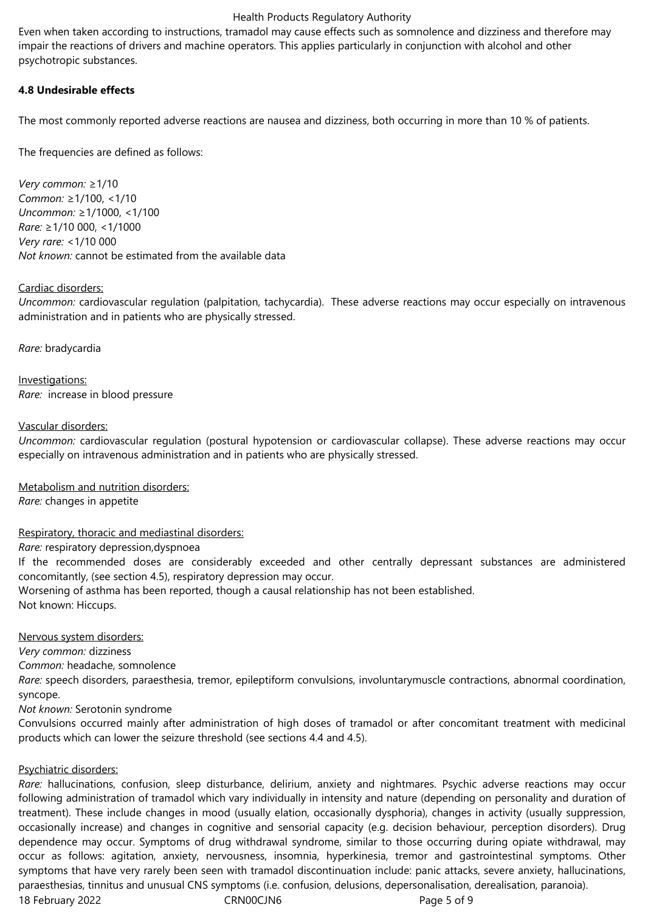Even when taken according to instructions, tramadol may cause effects such as somnolence and dizziness and therefore may impair the reactions of drivers and machine operators. This applies particularly in conjunction with alcohol and other psychotropic substances.

**4.8 Undesirable effects**

The most commonly reported adverse reactions are nausea and dizziness, both occurring in more than 10 % of patients.

The frequencies are defined as follows:

*Very common:* ≥1/10
*Common:* ≥1/100, <1/10
*Uncommon:* ≥1/1000, <1/100
*Rare:* ≥1/10 000, <1/1000
*Very rare:* <1/10 000
*Not known:* cannot be estimated from the available data

Cardiac disorders:
*Uncommon:* cardiovascular regulation (palpitation, tachycardia). These adverse reactions may occur especially on intravenous administration and in patients who are physically stressed.

*Rare:* bradycardia

Investigations:
*Rare:* increase in blood pressure

Vascular disorders:
*Uncommon:* cardiovascular regulation (postural hypotension or cardiovascular collapse). These adverse reactions may occur especially on intravenous administration and in patients who are physically stressed.

Metabolism and nutrition disorders:
*Rare:* changes in appetite

Respiratory, thoracic and mediastinal disorders:
*Rare:* respiratory depression,dyspnoea
If the recommended doses are considerably exceeded and other centrally depressant substances are administered concomitantly, (see section 4.5), respiratory depression may occur.
Worsening of asthma has been reported, though a causal relationship has not been established.
Not known: Hiccups.

Nervous system disorders:
*Very common:* dizziness
*Common:* headache, somnolence
*Rare:* speech disorders, paraesthesia, tremor, epileptiform convulsions, involuntarymuscle contractions, abnormal coordination, syncope.
*Not known:* Serotonin syndrome
Convulsions occurred mainly after administration of high doses of tramadol or after concomitant treatment with medicinal products which can lower the seizure threshold (see sections 4.4 and 4.5).

Psychiatric disorders:
*Rare:* hallucinations, confusion, sleep disturbance, delirium, anxiety and nightmares. Psychic adverse reactions may occur following administration of tramadol which vary individually in intensity and nature (depending on personality and duration of treatment). These include changes in mood (usually elation, occasionally dysphoria), changes in activity (usually suppression, occasionally increase) and changes in cognitive and sensorial capacity (e.g. decision behaviour, perception disorders). Drug dependence may occur. Symptoms of drug withdrawal syndrome, similar to those occurring during opiate withdrawal, may occur as follows: agitation, anxiety, nervousness, insomnia, hyperkinesia, tremor and gastrointestinal symptoms. Other symptoms that have very rarely been seen with tramadol discontinuation include: panic attacks, severe anxiety, hallucinations, paraesthesias, tinnitus and unusual CNS symptoms (i.e. confusion, delusions, depersonalisation, derealisation, paranoia).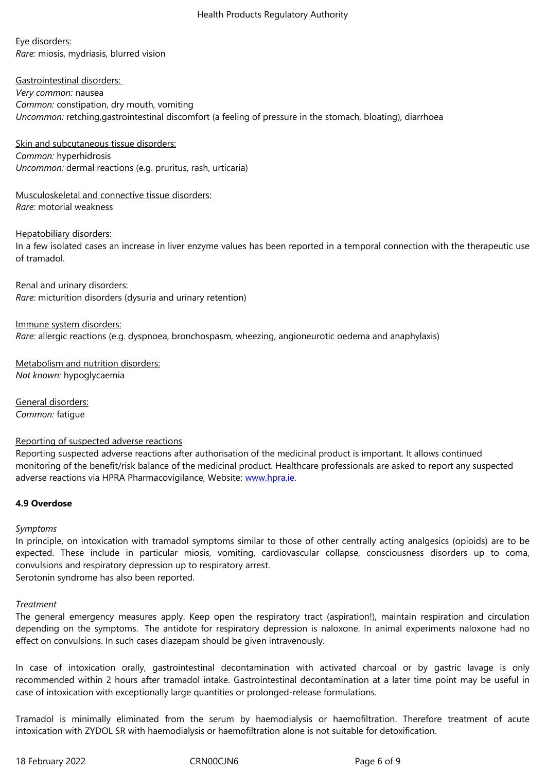Eye disorders:
*Rare:* miosis, mydriasis, blurred vision

Gastrointestinal disorders:
*Very common:* nausea
*Common:* constipation, dry mouth, vomiting
*Uncommon:* retching,gastrointestinal discomfort (a feeling of pressure in the stomach, bloating), diarrhoea

Skin and subcutaneous tissue disorders:
*Common:* hyperhidrosis
*Uncommon:* dermal reactions (e.g. pruritus, rash, urticaria)

Musculoskeletal and connective tissue disorders:
*Rare:* motorial weakness

Hepatobiliary disorders:
In a few isolated cases an increase in liver enzyme values has been reported in a temporal connection with the therapeutic use of tramadol.

Renal and urinary disorders:
*Rare:* micturition disorders (dysuria and urinary retention)

Immune system disorders:
*Rare:* allergic reactions (e.g. dyspnoea, bronchospasm, wheezing, angioneurotic oedema and anaphylaxis)

Metabolism and nutrition disorders:
*Not known:* hypoglycaemia

General disorders:
*Common:* fatigue

Reporting of suspected adverse reactions
Reporting suspected adverse reactions after authorisation of the medicinal product is important. It allows continued monitoring of the benefit/risk balance of the medicinal product. Healthcare professionals are asked to report any suspected adverse reactions via HPRA Pharmacovigilance, Website: www.hpra.ie.

**4.9 Overdose**

*Symptoms*
In principle, on intoxication with tramadol symptoms similar to those of other centrally acting analgesics (opioids) are to be expected. These include in particular miosis, vomiting, cardiovascular collapse, consciousness disorders up to coma, convulsions and respiratory depression up to respiratory arrest.
Serotonin syndrome has also been reported.

*Treatment*
The general emergency measures apply. Keep open the respiratory tract (aspiration!), maintain respiration and circulation depending on the symptoms. The antidote for respiratory depression is naloxone. In animal experiments naloxone had no effect on convulsions. In such cases diazepam should be given intravenously.

In case of intoxication orally, gastrointestinal decontamination with activated charcoal or by gastric lavage is only recommended within 2 hours after tramadol intake. Gastrointestinal decontamination at a later time point may be useful in case of intoxication with exceptionally large quantities or prolonged-release formulations.

Tramadol is minimally eliminated from the serum by haemodialysis or haemofiltration. Therefore treatment of acute intoxication with ZYDOL SR with haemodialysis or haemofiltration alone is not suitable for detoxification.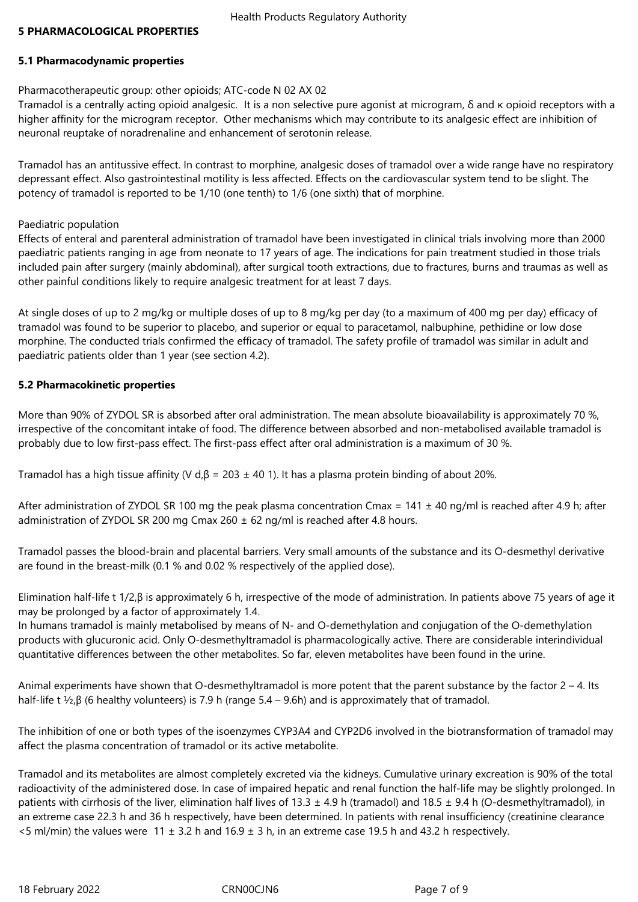## 5 PHARMACOLOGICAL PROPERTIES

### 5.1 Pharmacodynamic properties

Pharmacotherapeutic group: other opioids; ATC-code N 02 AX 02

Tramadol is a centrally acting opioid analgesic. It is a non selective pure agonist at microgram, δ and κ opioid receptors with a higher affinity for the microgram receptor. Other mechanisms which may contribute to its analgesic effect are inhibition of neuronal reuptake of noradrenaline and enhancement of serotonin release.

Tramadol has an antitussive effect. In contrast to morphine, analgesic doses of tramadol over a wide range have no respiratory depressant effect. Also gastrointestinal motility is less affected. Effects on the cardiovascular system tend to be slight. The potency of tramadol is reported to be 1/10 (one tenth) to 1/6 (one sixth) that of morphine.

Paediatric population

Effects of enteral and parenteral administration of tramadol have been investigated in clinical trials involving more than 2000 paediatric patients ranging in age from neonate to 17 years of age. The indications for pain treatment studied in those trials included pain after surgery (mainly abdominal), after surgical tooth extractions, due to fractures, burns and traumas as well as other painful conditions likely to require analgesic treatment for at least 7 days.

At single doses of up to 2 mg/kg or multiple doses of up to 8 mg/kg per day (to a maximum of 400 mg per day) efficacy of tramadol was found to be superior to placebo, and superior or equal to paracetamol, nalbuphine, pethidine or low dose morphine. The conducted trials confirmed the efficacy of tramadol. The safety profile of tramadol was similar in adult and paediatric patients older than 1 year (see section 4.2).

### 5.2 Pharmacokinetic properties

More than 90% of ZYDOL SR is absorbed after oral administration. The mean absolute bioavailability is approximately 70 %, irrespective of the concomitant intake of food. The difference between absorbed and non-metabolised available tramadol is probably due to low first-pass effect. The first-pass effect after oral administration is a maximum of 30 %.

Tramadol has a high tissue affinity ($V_{d,\beta}$ = 203 ± 40 1). It has a plasma protein binding of about 20%.

After administration of ZYDOL SR 100 mg the peak plasma concentration $C_{max}$ = 141 ± 40 ng/ml is reached after 4.9 h; after administration of ZYDOL SR 200 mg $C_{max}$ 260 ± 62 ng/ml is reached after 4.8 hours.

Tramadol passes the blood-brain and placental barriers. Very small amounts of the substance and its O-desmethyl derivative are found in the breast-milk (0.1 % and 0.02 % respectively of the applied dose).

Elimination half-life $t_{1/2,\beta}$ is approximately 6 h, irrespective of the mode of administration. In patients above 75 years of age it may be prolonged by a factor of approximately 1.4.

In humans tramadol is mainly metabolised by means of N- and O-demethylation and conjugation of the O-demethylation products with glucuronic acid. Only O-desmethyltramadol is pharmacologically active. There are considerable interindividual quantitative differences between the other metabolites. So far, eleven metabolites have been found in the urine.

Animal experiments have shown that O-desmethyltramadol is more potent that the parent substance by the factor 2 – 4. Its half-life $t_{½,\beta}$ (6 healthy volunteers) is 7.9 h (range 5.4 – 9.6h) and is approximately that of tramadol.

The inhibition of one or both types of the isoenzymes CYP3A4 and CYP2D6 involved in the biotransformation of tramadol may affect the plasma concentration of tramadol or its active metabolite.

Tramadol and its metabolites are almost completely excreted via the kidneys. Cumulative urinary excreation is 90% of the total radioactivity of the administered dose. In case of impaired hepatic and renal function the half-life may be slightly prolonged. In patients with cirrhosis of the liver, elimination half lives of 13.3 ± 4.9 h (tramadol) and 18.5 ± 9.4 h (O-desmethyltramadol), in an extreme case 22.3 h and 36 h respectively, have been determined. In patients with renal insufficiency (creatinine clearance <5 ml/min) the values were 11 ± 3.2 h and 16.9 ± 3 h, in an extreme case 19.5 h and 43.2 h respectively.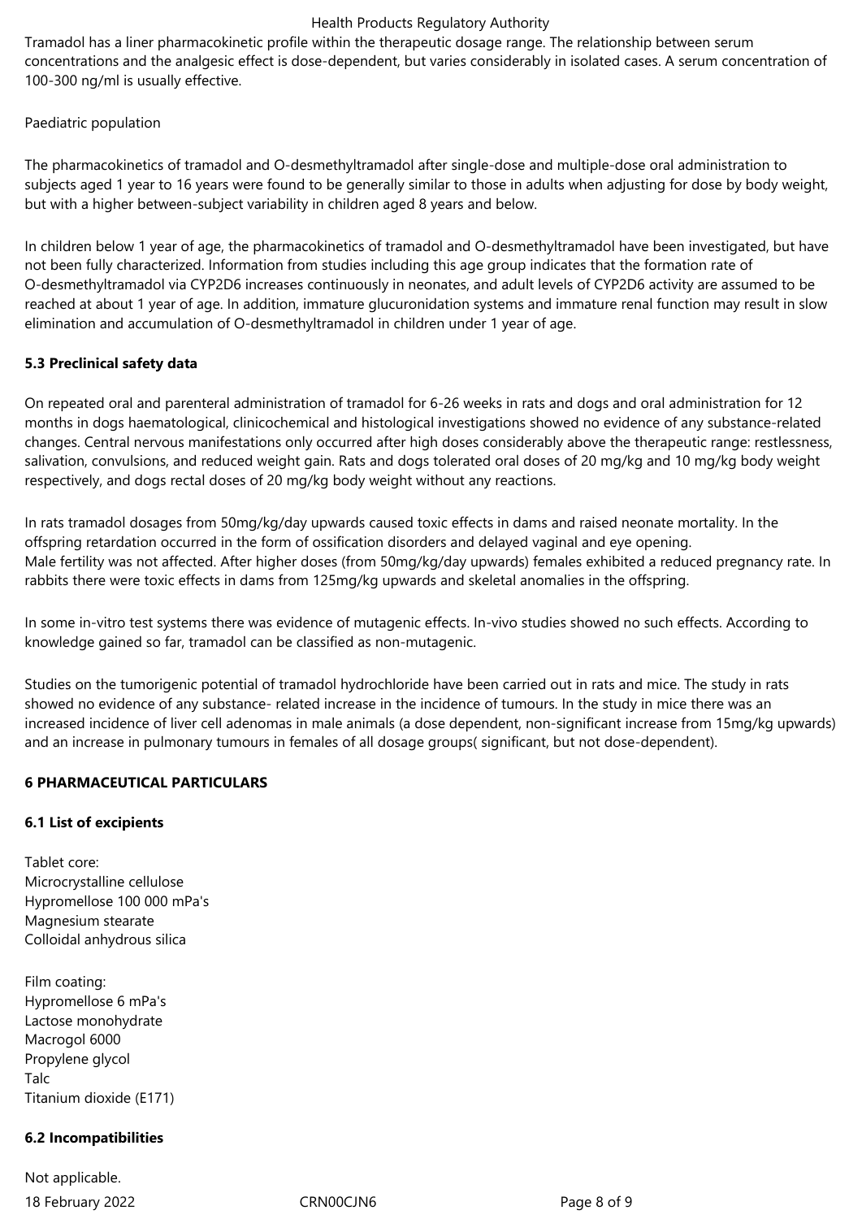Tramadol has a liner pharmacokinetic profile within the therapeutic dosage range. The relationship between serum concentrations and the analgesic effect is dose-dependent, but varies considerably in isolated cases. A serum concentration of 100-300 ng/ml is usually effective.

Paediatric population

The pharmacokinetics of tramadol and O-desmethyltramadol after single-dose and multiple-dose oral administration to subjects aged 1 year to 16 years were found to be generally similar to those in adults when adjusting for dose by body weight, but with a higher between-subject variability in children aged 8 years and below.

In children below 1 year of age, the pharmacokinetics of tramadol and O-desmethyltramadol have been investigated, but have not been fully characterized. Information from studies including this age group indicates that the formation rate of O-desmethyltramadol via CYP2D6 increases continuously in neonates, and adult levels of CYP2D6 activity are assumed to be reached at about 1 year of age. In addition, immature glucuronidation systems and immature renal function may result in slow elimination and accumulation of O-desmethyltramadol in children under 1 year of age.

**5.3 Preclinical safety data**

On repeated oral and parenteral administration of tramadol for 6-26 weeks in rats and dogs and oral administration for 12 months in dogs haematological, clinicochemical and histological investigations showed no evidence of any substance-related changes. Central nervous manifestations only occurred after high doses considerably above the therapeutic range: restlessness, salivation, convulsions, and reduced weight gain. Rats and dogs tolerated oral doses of 20 mg/kg and 10 mg/kg body weight respectively, and dogs rectal doses of 20 mg/kg body weight without any reactions.

In rats tramadol dosages from 50mg/kg/day upwards caused toxic effects in dams and raised neonate mortality. In the offspring retardation occurred in the form of ossification disorders and delayed vaginal and eye opening.
Male fertility was not affected. After higher doses (from 50mg/kg/day upwards) females exhibited a reduced pregnancy rate. In rabbits there were toxic effects in dams from 125mg/kg upwards and skeletal anomalies in the offspring.

In some in-vitro test systems there was evidence of mutagenic effects. In-vivo studies showed no such effects. According to knowledge gained so far, tramadol can be classified as non-mutagenic.

Studies on the tumorigenic potential of tramadol hydrochloride have been carried out in rats and mice. The study in rats showed no evidence of any substance- related increase in the incidence of tumours. In the study in mice there was an increased incidence of liver cell adenomas in male animals (a dose dependent, non-significant increase from 15mg/kg upwards) and an increase in pulmonary tumours in females of all dosage groups( significant, but not dose-dependent).

**6 PHARMACEUTICAL PARTICULARS**

**6.1 List of excipients**

Tablet core:
Microcrystalline cellulose
Hypromellose 100 000 mPa's
Magnesium stearate
Colloidal anhydrous silica

Film coating:
Hypromellose 6 mPa's
Lactose monohydrate
Macrogol 6000
Propylene glycol
Talc
Titanium dioxide (E171)

**6.2 Incompatibilities**

Not applicable.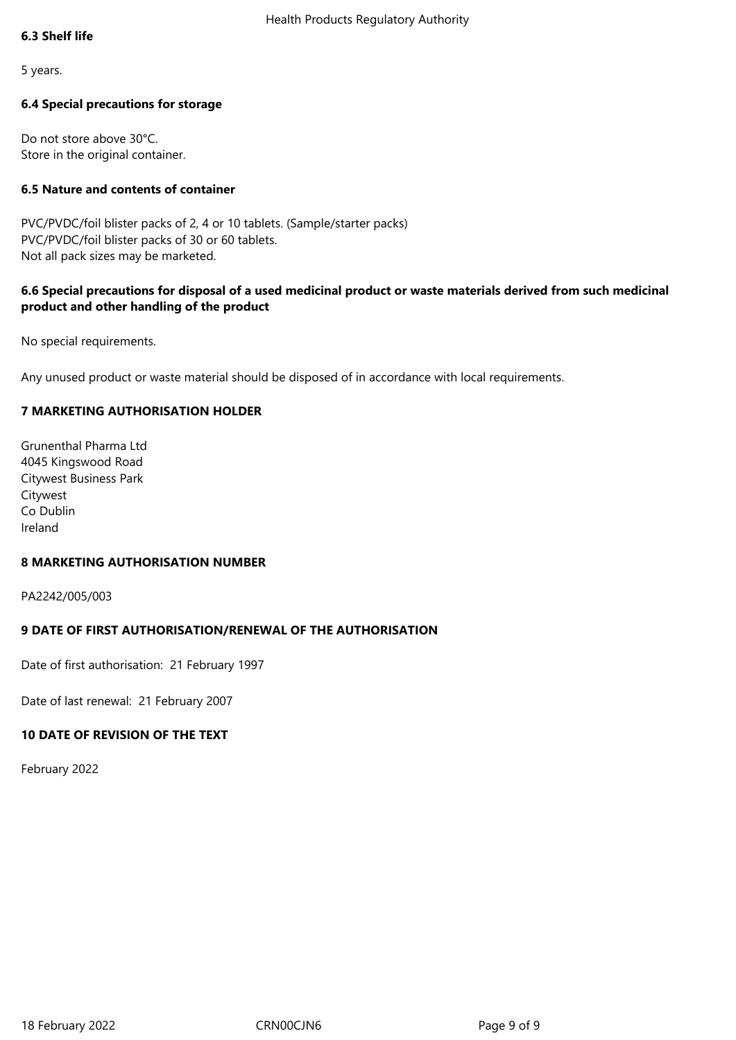### 6.3 Shelf life

5 years.

### 6.4 Special precautions for storage

Do not store above 30°C.
Store in the original container.

### 6.5 Nature and contents of container

PVC/PVDC/foil blister packs of 2, 4 or 10 tablets. (Sample/starter packs)
PVC/PVDC/foil blister packs of 30 or 60 tablets.
Not all pack sizes may be marketed.

### 6.6 Special precautions for disposal of a used medicinal product or waste materials derived from such medicinal product and other handling of the product

No special requirements.

Any unused product or waste material should be disposed of in accordance with local requirements.

## 7 MARKETING AUTHORISATION HOLDER

Grunenthal Pharma Ltd
4045 Kingswood Road
Citywest Business Park
Citywest
Co Dublin
Ireland

## 8 MARKETING AUTHORISATION NUMBER

PA2242/005/003

## 9 DATE OF FIRST AUTHORISATION/RENEWAL OF THE AUTHORISATION

Date of first authorisation: 21 February 1997

Date of last renewal: 21 February 2007

## 10 DATE OF REVISION OF THE TEXT

February 2022